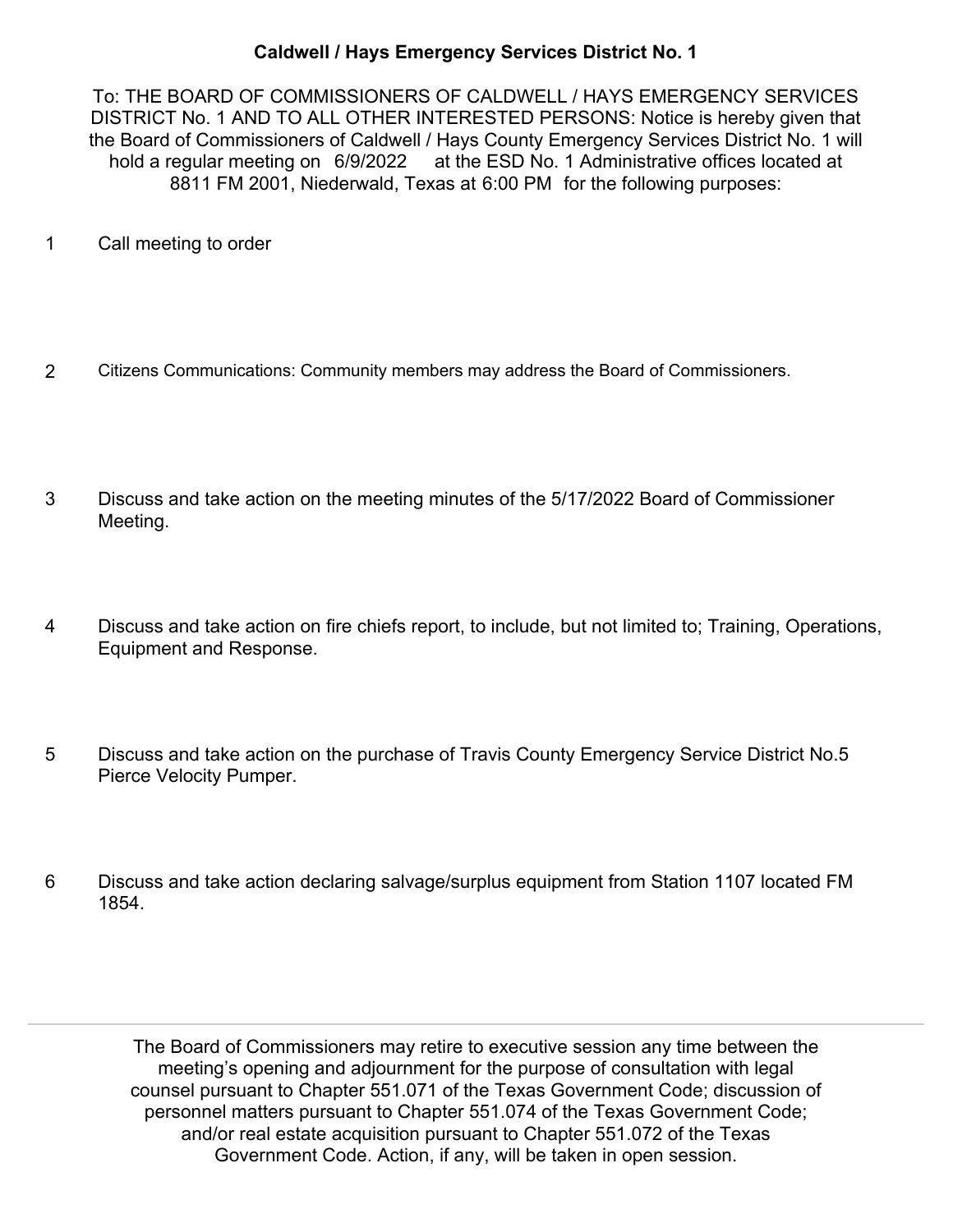## Caldwell / Hays Emergency Services District No. 1

To: THE BOARD OF COMMISSIONERS OF CALDWELL / HAYS EMERGENCY SERVICES DISTRICT No. 1 AND TO ALL OTHER INTERESTED PERSONS: Notice is hereby given that the Board of Commissioners of Caldwell / Hays County Emergency Services District No. 1 will hold a regular meeting on 6/9/2022 at the ESD No. 1 Administrative offices located at 8811 FM 2001, Niederwald, Texas at 6:00 PM for the following purposes:

1. Call meeting to order

2. Citizens Communications: Community members may address the Board of Commissioners.

3. Discuss and take action on the meeting minutes of the 5/17/2022 Board of Commissioner Meeting.

4. Discuss and take action on fire chiefs report, to include, but not limited to; Training, Operations, Equipment and Response.

5. Discuss and take action on the purchase of Travis County Emergency Service District No.5 Pierce Velocity Pumper.

6. Discuss and take action declaring salvage/surplus equipment from Station 1107 located FM 1854.

---

The Board of Commissioners may retire to executive session any time between the meeting's opening and adjournment for the purpose of consultation with legal counsel pursuant to Chapter 551.071 of the Texas Government Code; discussion of personnel matters pursuant to Chapter 551.074 of the Texas Government Code; and/or real estate acquisition pursuant to Chapter 551.072 of the Texas Government Code. Action, if any, will be taken in open session.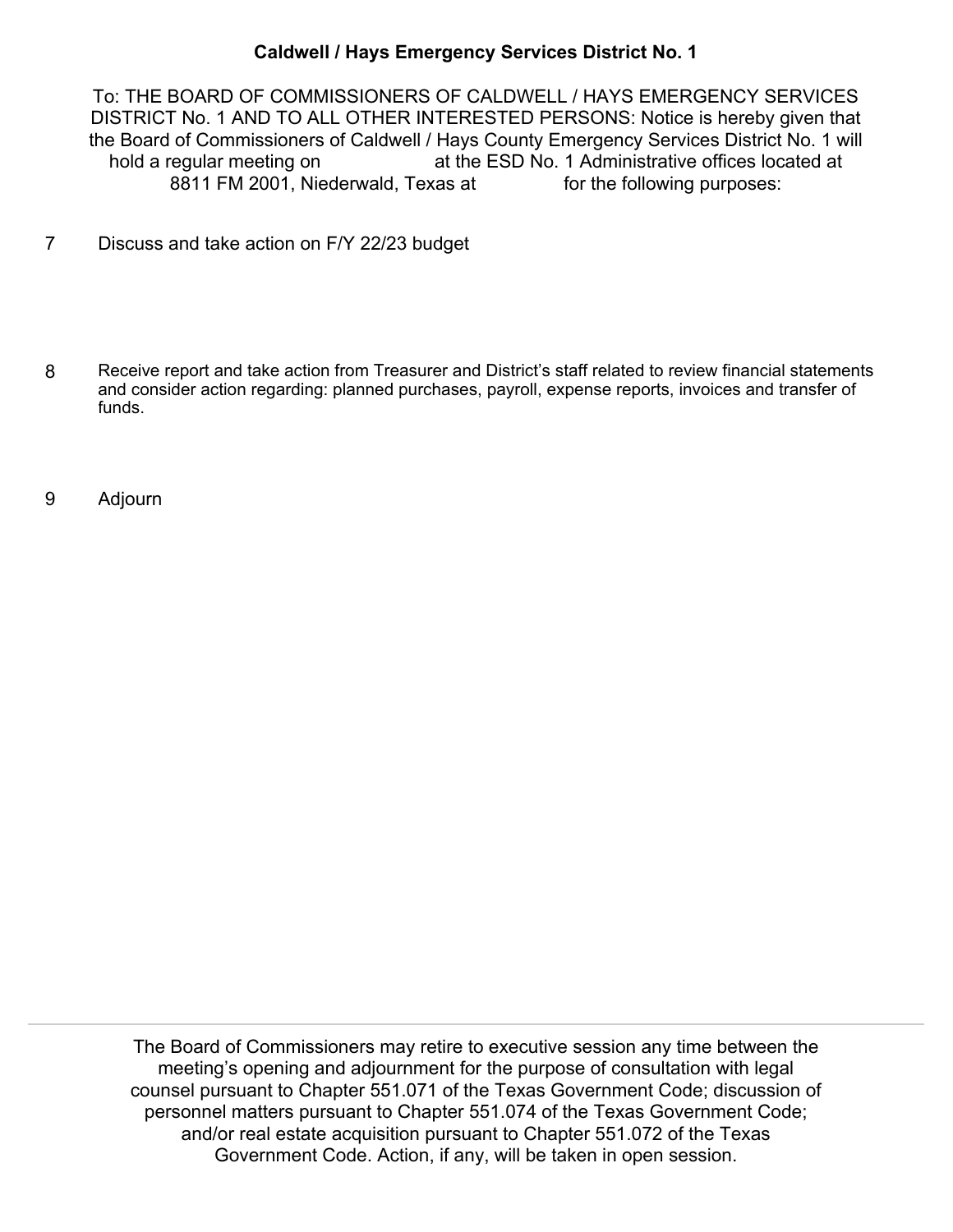**Caldwell / Hays Emergency Services District No. 1**

To: THE BOARD OF COMMISSIONERS OF CALDWELL / HAYS EMERGENCY SERVICES DISTRICT No. 1 AND TO ALL OTHER INTERESTED PERSONS: Notice is hereby given that the Board of Commissioners of Caldwell / Hays County Emergency Services District No. 1 will hold a regular meeting on at the ESD No. 1 Administrative offices located at 8811 FM 2001, Niederwald, Texas at for the following purposes:

7. Discuss and take action on F/Y 22/23 budget

8. Receive report and take action from Treasurer and District's staff related to review financial statements and consider action regarding: planned purchases, payroll, expense reports, invoices and transfer of funds.

9. Adjourn

---

The Board of Commissioners may retire to executive session any time between the meeting's opening and adjournment for the purpose of consultation with legal counsel pursuant to Chapter 551.071 of the Texas Government Code; discussion of personnel matters pursuant to Chapter 551.074 of the Texas Government Code; and/or real estate acquisition pursuant to Chapter 551.072 of the Texas Government Code. Action, if any, will be taken in open session.